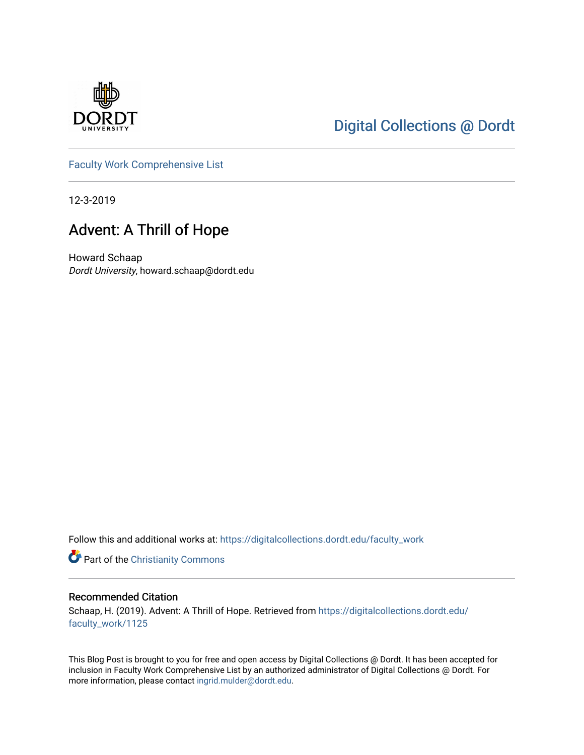Digital Collections @ Dordt

Faculty Work Comprehensive List

12-3-2019

# Advent: A Thrill of Hope

Howard Schaap

*Dordt University*, howard.schaap@dordt.edu

Follow this and additional works at: https://digitalcollections.dordt.edu/faculty_work

Part of the Christianity Commons

## Recommended Citation

Schaap, H. (2019). Advent: A Thrill of Hope. Retrieved from https://digitalcollections.dordt.edu/faculty_work/1125

This Blog Post is brought to you for free and open access by Digital Collections @ Dordt. It has been accepted for inclusion in Faculty Work Comprehensive List by an authorized administrator of Digital Collections @ Dordt. For more information, please contact ingrid.mulder@dordt.edu.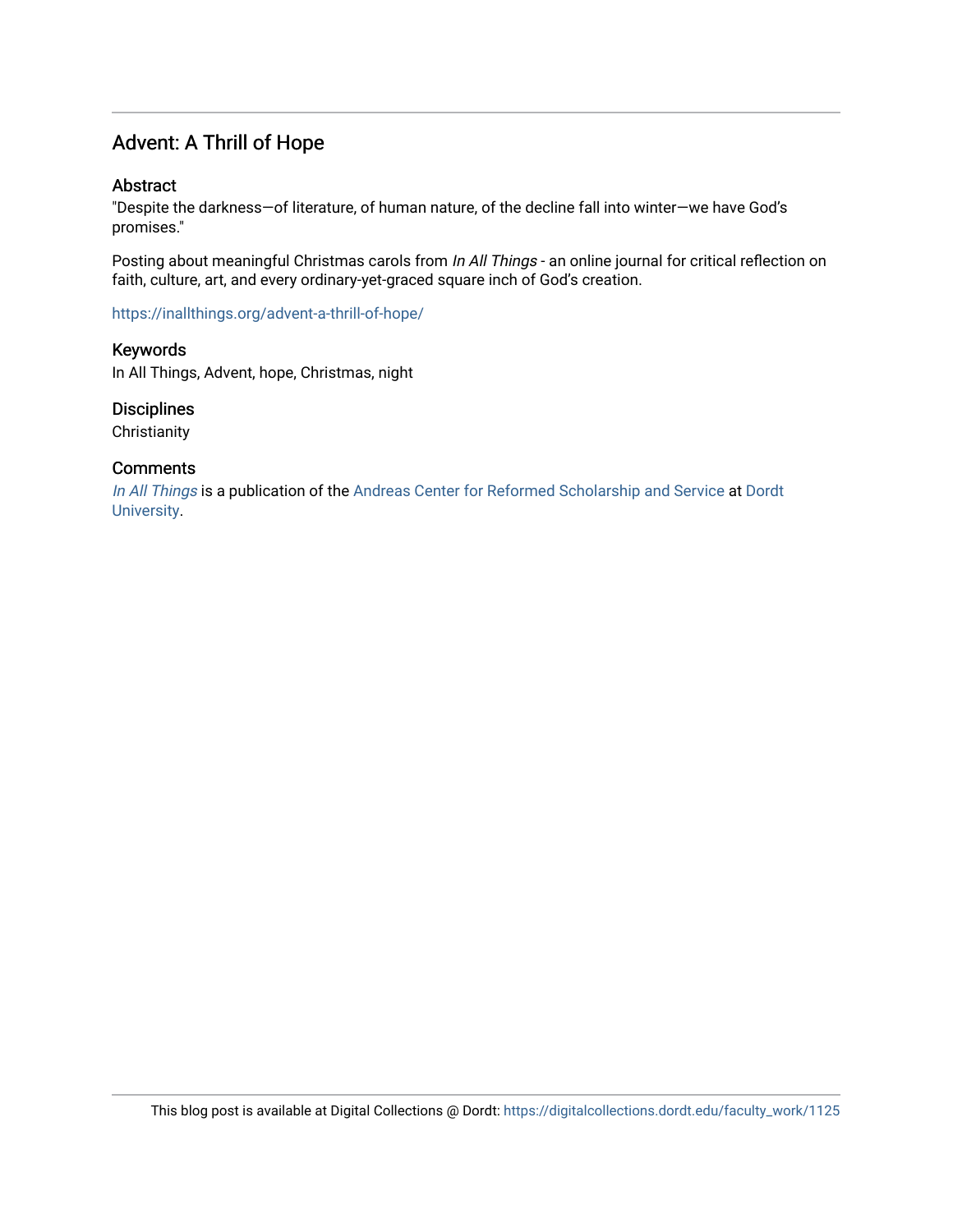## Advent: A Thrill of Hope

### Abstract

"Despite the darkness—of literature, of human nature, of the decline fall into winter—we have God's promises."

Posting about meaningful Christmas carols from *In All Things* - an online journal for critical reflection on faith, culture, art, and every ordinary-yet-graced square inch of God's creation.

https://inallthings.org/advent-a-thrill-of-hope/

### Keywords

In All Things, Advent, hope, Christmas, night

### Disciplines

Christianity

### Comments

*In All Things* is a publication of the Andreas Center for Reformed Scholarship and Service at Dordt University.

This blog post is available at Digital Collections @ Dordt: https://digitalcollections.dordt.edu/faculty_work/1125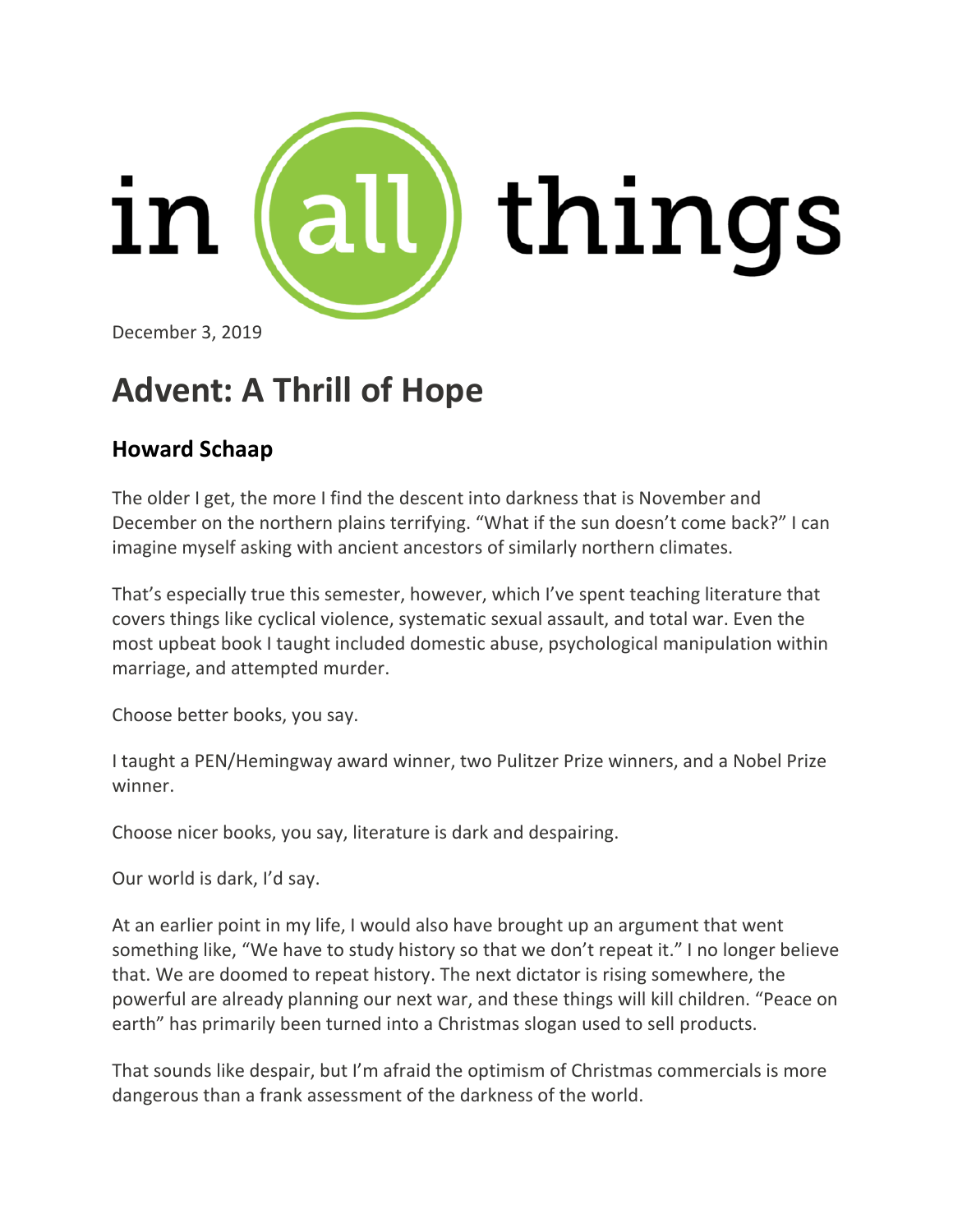in all things

December 3, 2019

# Advent: A Thrill of Hope

## Howard Schaap

The older I get, the more I find the descent into darkness that is November and December on the northern plains terrifying. "What if the sun doesn't come back?" I can imagine myself asking with ancient ancestors of similarly northern climates.

That's especially true this semester, however, which I've spent teaching literature that covers things like cyclical violence, systematic sexual assault, and total war. Even the most upbeat book I taught included domestic abuse, psychological manipulation within marriage, and attempted murder.

Choose better books, you say.

I taught a PEN/Hemingway award winner, two Pulitzer Prize winners, and a Nobel Prize winner.

Choose nicer books, you say, literature is dark and despairing.

Our world is dark, I'd say.

At an earlier point in my life, I would also have brought up an argument that went something like, "We have to study history so that we don't repeat it." I no longer believe that. We are doomed to repeat history. The next dictator is rising somewhere, the powerful are already planning our next war, and these things will kill children. "Peace on earth" has primarily been turned into a Christmas slogan used to sell products.

That sounds like despair, but I'm afraid the optimism of Christmas commercials is more dangerous than a frank assessment of the darkness of the world.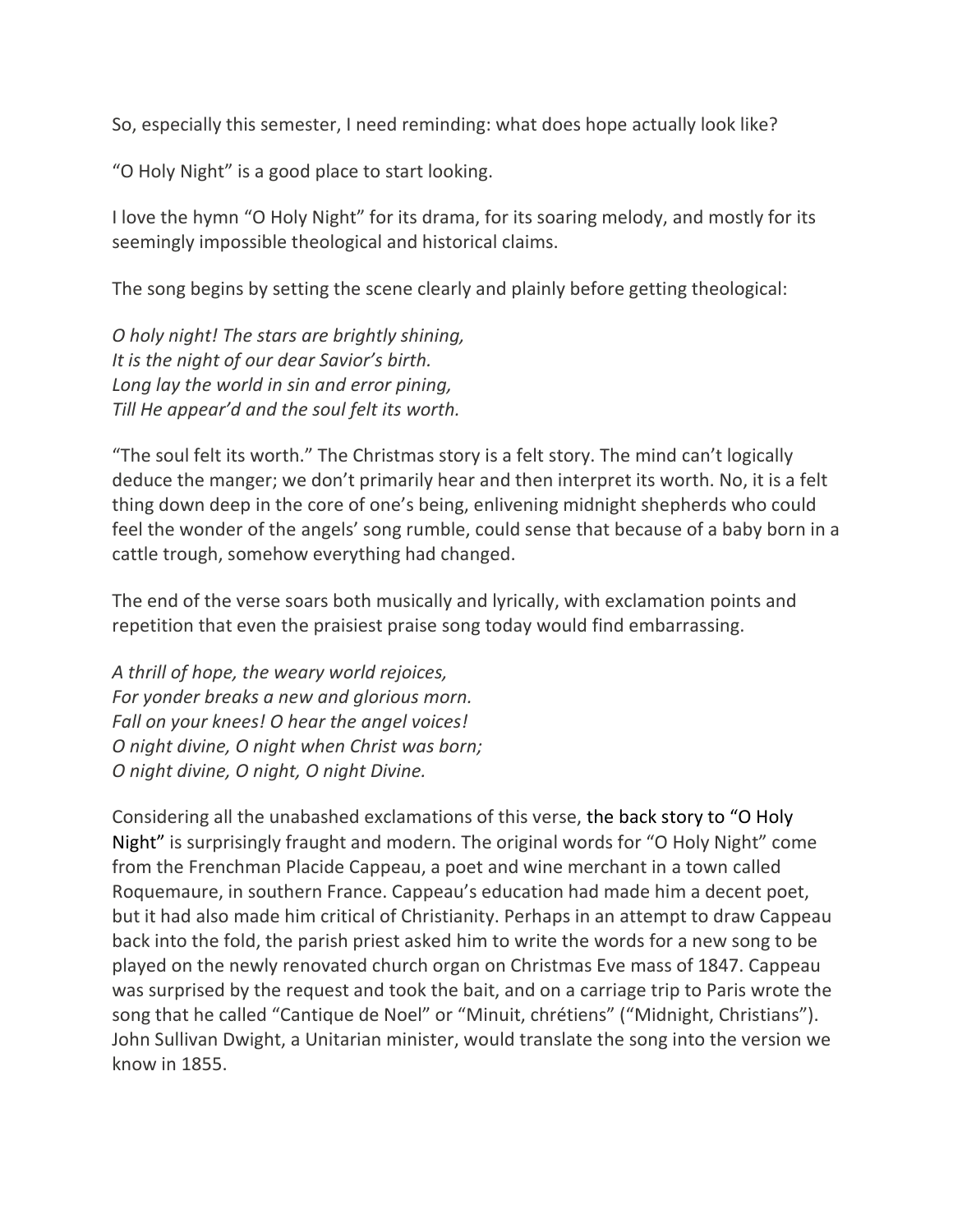So, especially this semester, I need reminding: what does hope actually look like?

"O Holy Night" is a good place to start looking.

I love the hymn "O Holy Night" for its drama, for its soaring melody, and mostly for its seemingly impossible theological and historical claims.

The song begins by setting the scene clearly and plainly before getting theological:

*O holy night! The stars are brightly shining,*
*It is the night of our dear Savior's birth.*
*Long lay the world in sin and error pining,*
*Till He appear'd and the soul felt its worth.*

"The soul felt its worth." The Christmas story is a felt story. The mind can't logically deduce the manger; we don't primarily hear and then interpret its worth. No, it is a felt thing down deep in the core of one's being, enlivening midnight shepherds who could feel the wonder of the angels' song rumble, could sense that because of a baby born in a cattle trough, somehow everything had changed.

The end of the verse soars both musically and lyrically, with exclamation points and repetition that even the praisiest praise song today would find embarrassing.

*A thrill of hope, the weary world rejoices,*
*For yonder breaks a new and glorious morn.*
*Fall on your knees! O hear the angel voices!*
*O night divine, O night when Christ was born;*
*O night divine, O night, O night Divine.*

Considering all the unabashed exclamations of this verse, the back story to "O Holy Night" is surprisingly fraught and modern. The original words for "O Holy Night" come from the Frenchman Placide Cappeau, a poet and wine merchant in a town called Roquemaure, in southern France. Cappeau's education had made him a decent poet, but it had also made him critical of Christianity. Perhaps in an attempt to draw Cappeau back into the fold, the parish priest asked him to write the words for a new song to be played on the newly renovated church organ on Christmas Eve mass of 1847. Cappeau was surprised by the request and took the bait, and on a carriage trip to Paris wrote the song that he called "Cantique de Noel" or "Minuit, chrétiens" ("Midnight, Christians"). John Sullivan Dwight, a Unitarian minister, would translate the song into the version we know in 1855.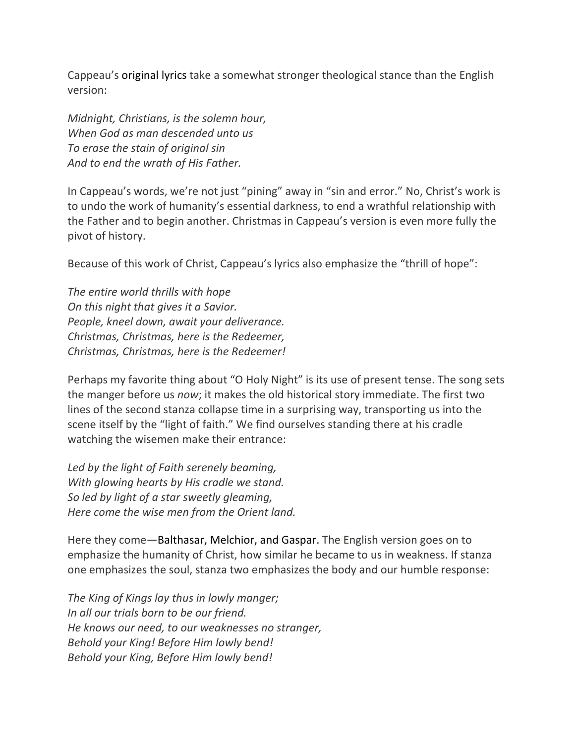Cappeau's original lyrics take a somewhat stronger theological stance than the English version:

*Midnight, Christians, is the solemn hour,*
*When God as man descended unto us*
*To erase the stain of original sin*
*And to end the wrath of His Father.*

In Cappeau's words, we're not just "pining" away in "sin and error." No, Christ's work is to undo the work of humanity's essential darkness, to end a wrathful relationship with the Father and to begin another. Christmas in Cappeau's version is even more fully the pivot of history.

Because of this work of Christ, Cappeau's lyrics also emphasize the "thrill of hope":

*The entire world thrills with hope*
*On this night that gives it a Savior.*
*People, kneel down, await your deliverance.*
*Christmas, Christmas, here is the Redeemer,*
*Christmas, Christmas, here is the Redeemer!*

Perhaps my favorite thing about "O Holy Night" is its use of present tense. The song sets the manger before us *now*; it makes the old historical story immediate. The first two lines of the second stanza collapse time in a surprising way, transporting us into the scene itself by the "light of faith." We find ourselves standing there at his cradle watching the wisemen make their entrance:

*Led by the light of Faith serenely beaming,*
*With glowing hearts by His cradle we stand.*
*So led by light of a star sweetly gleaming,*
*Here come the wise men from the Orient land.*

Here they come—Balthasar, Melchior, and Gaspar. The English version goes on to emphasize the humanity of Christ, how similar he became to us in weakness. If stanza one emphasizes the soul, stanza two emphasizes the body and our humble response:

*The King of Kings lay thus in lowly manger;*
*In all our trials born to be our friend.*
*He knows our need, to our weaknesses no stranger,*
*Behold your King! Before Him lowly bend!*
*Behold your King, Before Him lowly bend!*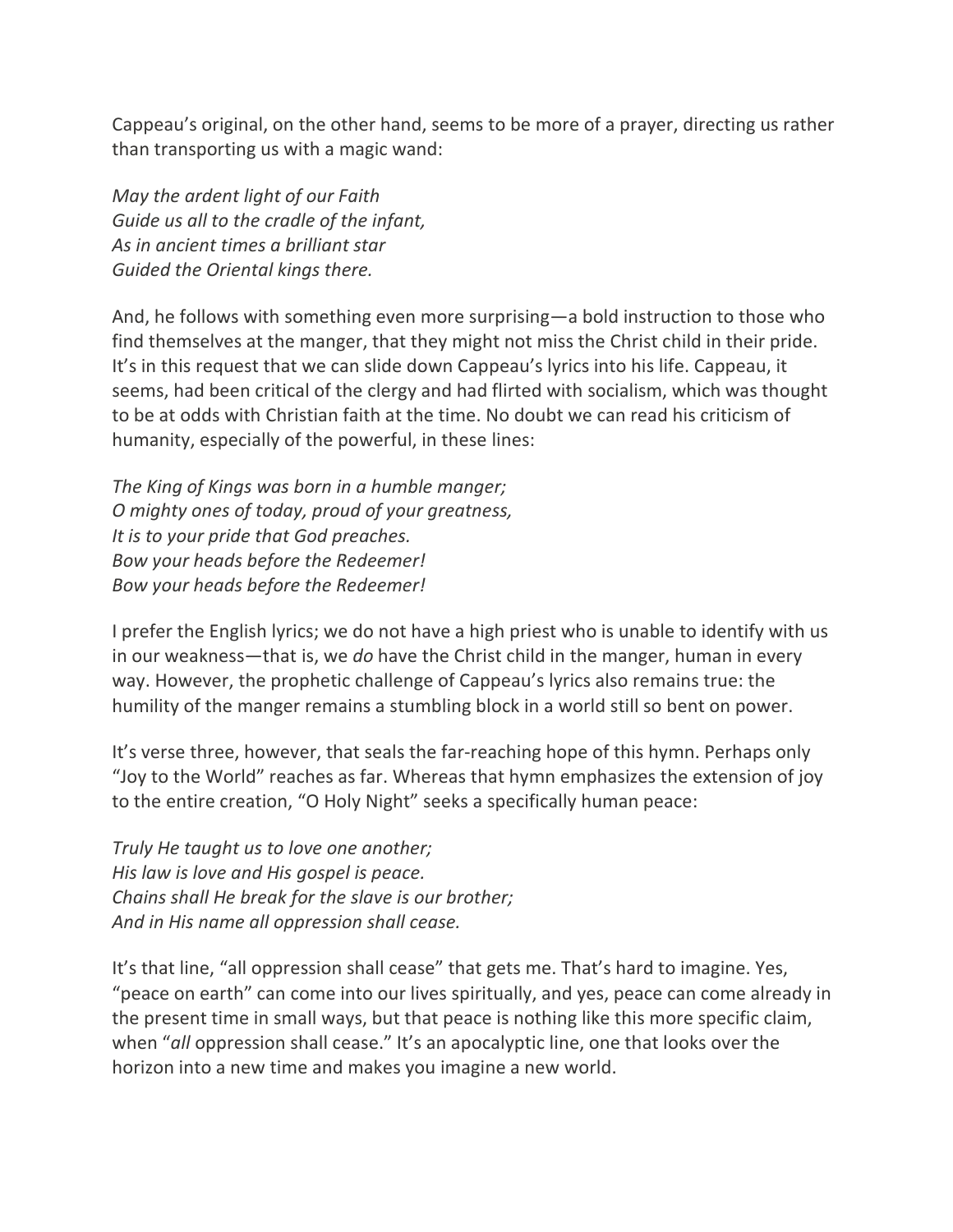Cappeau's original, on the other hand, seems to be more of a prayer, directing us rather than transporting us with a magic wand:

*May the ardent light of our Faith*
*Guide us all to the cradle of the infant,*
*As in ancient times a brilliant star*
*Guided the Oriental kings there.*

And, he follows with something even more surprising—a bold instruction to those who find themselves at the manger, that they might not miss the Christ child in their pride. It's in this request that we can slide down Cappeau's lyrics into his life. Cappeau, it seems, had been critical of the clergy and had flirted with socialism, which was thought to be at odds with Christian faith at the time. No doubt we can read his criticism of humanity, especially of the powerful, in these lines:

*The King of Kings was born in a humble manger;*
*O mighty ones of today, proud of your greatness,*
*It is to your pride that God preaches.*
*Bow your heads before the Redeemer!*
*Bow your heads before the Redeemer!*

I prefer the English lyrics; we do not have a high priest who is unable to identify with us in our weakness—that is, we *do* have the Christ child in the manger, human in every way. However, the prophetic challenge of Cappeau's lyrics also remains true: the humility of the manger remains a stumbling block in a world still so bent on power.

It's verse three, however, that seals the far-reaching hope of this hymn. Perhaps only "Joy to the World" reaches as far. Whereas that hymn emphasizes the extension of joy to the entire creation, "O Holy Night" seeks a specifically human peace:

*Truly He taught us to love one another;*
*His law is love and His gospel is peace.*
*Chains shall He break for the slave is our brother;*
*And in His name all oppression shall cease.*

It's that line, "all oppression shall cease" that gets me. That's hard to imagine. Yes, "peace on earth" can come into our lives spiritually, and yes, peace can come already in the present time in small ways, but that peace is nothing like this more specific claim, when "*all* oppression shall cease." It's an apocalyptic line, one that looks over the horizon into a new time and makes you imagine a new world.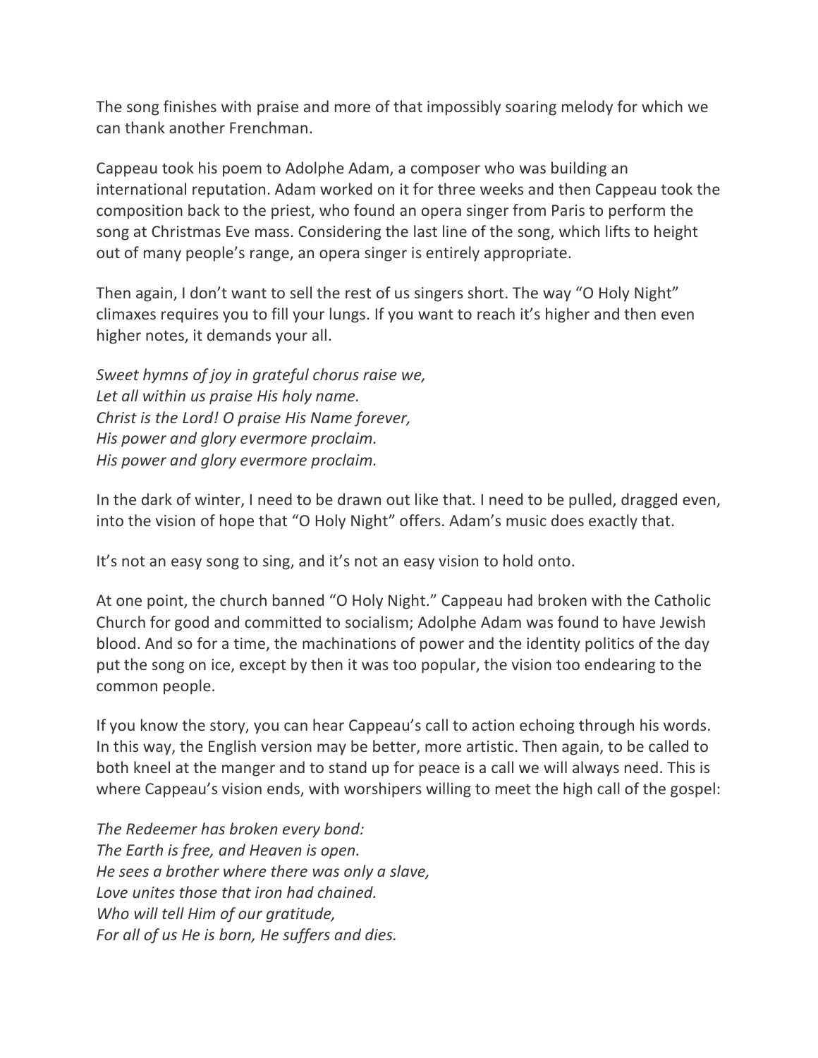The song finishes with praise and more of that impossibly soaring melody for which we can thank another Frenchman.

Cappeau took his poem to Adolphe Adam, a composer who was building an international reputation. Adam worked on it for three weeks and then Cappeau took the composition back to the priest, who found an opera singer from Paris to perform the song at Christmas Eve mass. Considering the last line of the song, which lifts to height out of many people's range, an opera singer is entirely appropriate.

Then again, I don't want to sell the rest of us singers short. The way "O Holy Night" climaxes requires you to fill your lungs. If you want to reach it's higher and then even higher notes, it demands your all.

*Sweet hymns of joy in grateful chorus raise we,*
*Let all within us praise His holy name.*
*Christ is the Lord! O praise His Name forever,*
*His power and glory evermore proclaim.*
*His power and glory evermore proclaim.*

In the dark of winter, I need to be drawn out like that. I need to be pulled, dragged even, into the vision of hope that "O Holy Night" offers. Adam's music does exactly that.

It's not an easy song to sing, and it's not an easy vision to hold onto.

At one point, the church banned "O Holy Night." Cappeau had broken with the Catholic Church for good and committed to socialism; Adolphe Adam was found to have Jewish blood. And so for a time, the machinations of power and the identity politics of the day put the song on ice, except by then it was too popular, the vision too endearing to the common people.

If you know the story, you can hear Cappeau's call to action echoing through his words. In this way, the English version may be better, more artistic. Then again, to be called to both kneel at the manger and to stand up for peace is a call we will always need. This is where Cappeau's vision ends, with worshipers willing to meet the high call of the gospel:

*The Redeemer has broken every bond:*
*The Earth is free, and Heaven is open.*
*He sees a brother where there was only a slave,*
*Love unites those that iron had chained.*
*Who will tell Him of our gratitude,*
*For all of us He is born, He suffers and dies.*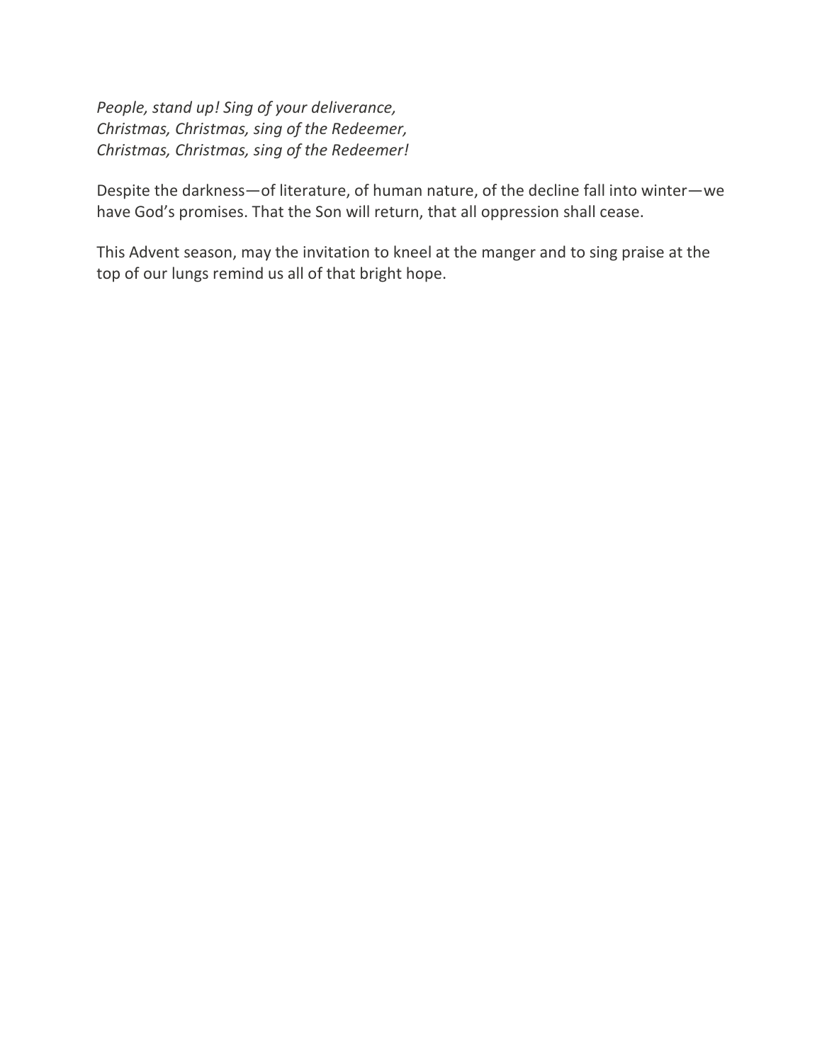*People, stand up! Sing of your deliverance,*
*Christmas, Christmas, sing of the Redeemer,*
*Christmas, Christmas, sing of the Redeemer!*

Despite the darkness—of literature, of human nature, of the decline fall into winter—we have God's promises. That the Son will return, that all oppression shall cease.

This Advent season, may the invitation to kneel at the manger and to sing praise at the top of our lungs remind us all of that bright hope.